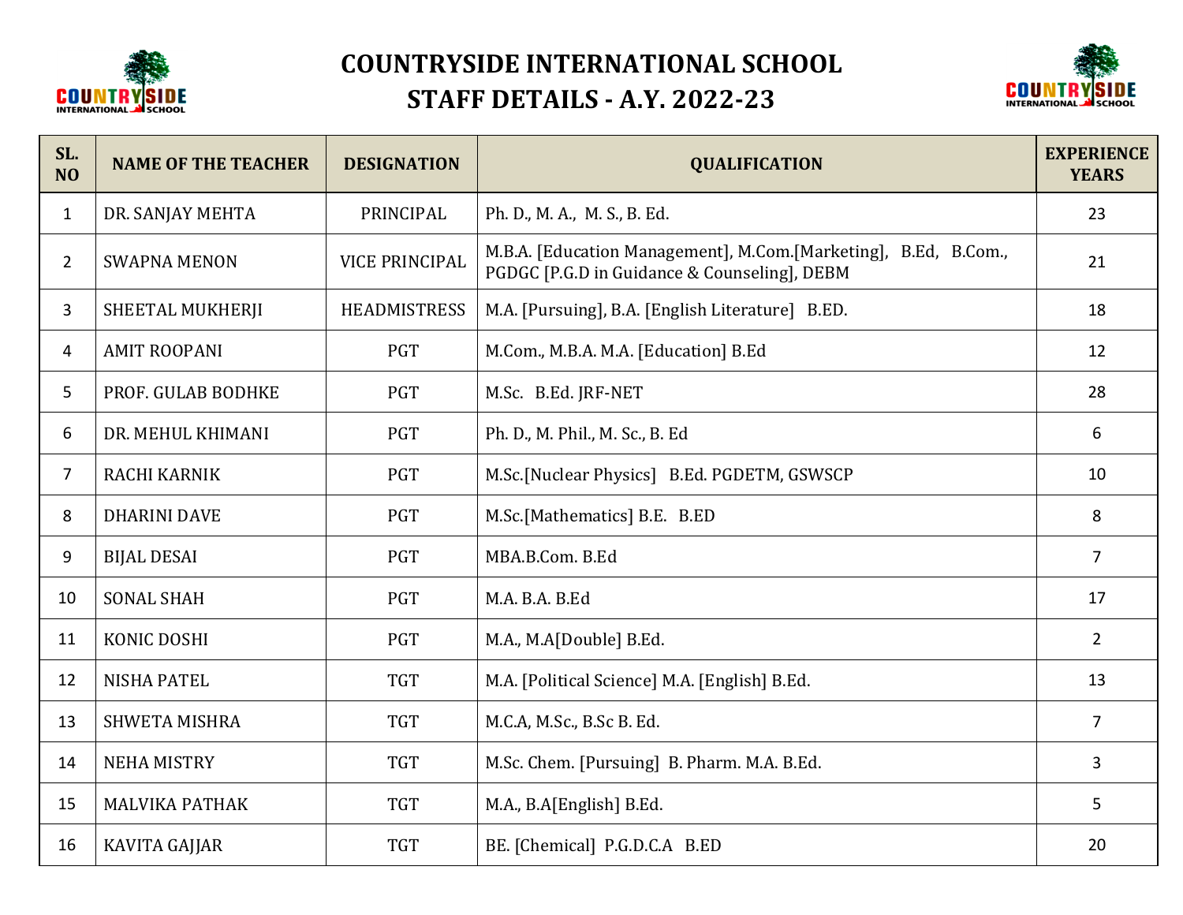# COUNTRYSIDE INTERNATIONAL SCHOOL
## STAFF DETAILS - A.Y. 2022-23

| SL. NO | NAME OF THE TEACHER | DESIGNATION | QUALIFICATION | EXPERIENCE YEARS |
|---|---|---|---|---|
| 1 | DR. SANJAY MEHTA | PRINCIPAL | Ph. D., M. A., M. S., B. Ed. | 23 |
| 2 | SWAPNA MENON | VICE PRINCIPAL | M.B.A. [Education Management], M.Com.[Marketing], B.Ed, B.Com., PGDGC [P.G.D in Guidance & Counseling], DEBM | 21 |
| 3 | SHEETAL MUKHERJI | HEADMISTRESS | M.A. [Pursuing], B.A. [English Literature] B.ED. | 18 |
| 4 | AMIT ROOPANI | PGT | M.Com., M.B.A. M.A. [Education] B.Ed | 12 |
| 5 | PROF. GULAB BODHKE | PGT | M.Sc. B.Ed. JRF-NET | 28 |
| 6 | DR. MEHUL KHIMANI | PGT | Ph. D., M. Phil., M. Sc., B. Ed | 6 |
| 7 | RACHI KARNIK | PGT | M.Sc.[Nuclear Physics] B.Ed. PGDETM, GSWSCP | 10 |
| 8 | DHARINI DAVE | PGT | M.Sc.[Mathematics] B.E. B.ED | 8 |
| 9 | BIJAL DESAI | PGT | MBA.B.Com. B.Ed | 7 |
| 10 | SONAL SHAH | PGT | M.A. B.A. B.Ed | 17 |
| 11 | KONIC DOSHI | PGT | M.A., M.A[Double] B.Ed. | 2 |
| 12 | NISHA PATEL | TGT | M.A. [Political Science] M.A. [English] B.Ed. | 13 |
| 13 | SHWETA MISHRA | TGT | M.C.A, M.Sc., B.Sc B. Ed. | 7 |
| 14 | NEHA MISTRY | TGT | M.Sc. Chem. [Pursuing] B. Pharm. M.A. B.Ed. | 3 |
| 15 | MALVIKA PATHAK | TGT | M.A., B.A[English] B.Ed. | 5 |
| 16 | KAVITA GAJJAR | TGT | BE. [Chemical] P.G.D.C.A B.ED | 20 |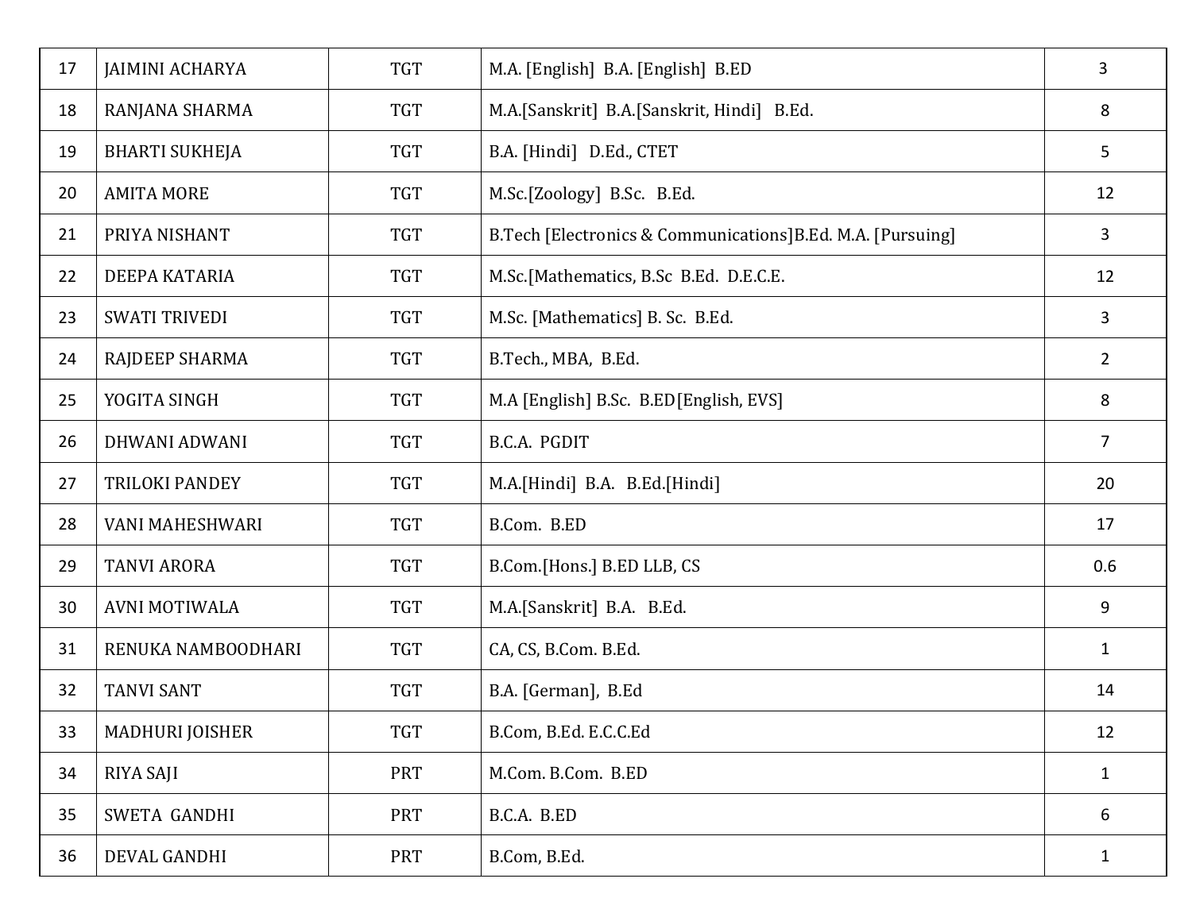| | | | | |
|---|---|---|---|---|
| 17 | JAIMINI ACHARYA | TGT | M.A. [English] B.A. [English] B.ED | 3 |
| 18 | RANJANA SHARMA | TGT | M.A.[Sanskrit] B.A.[Sanskrit, Hindi] B.Ed. | 8 |
| 19 | BHARTI SUKHEJA | TGT | B.A. [Hindi] D.Ed., CTET | 5 |
| 20 | AMITA MORE | TGT | M.Sc.[Zoology] B.Sc. B.Ed. | 12 |
| 21 | PRIYA NISHANT | TGT | B.Tech [Electronics & Communications]B.Ed. M.A. [Pursuing] | 3 |
| 22 | DEEPA KATARIA | TGT | M.Sc.[Mathematics, B.Sc B.Ed. D.E.C.E. | 12 |
| 23 | SWATI TRIVEDI | TGT | M.Sc. [Mathematics] B. Sc. B.Ed. | 3 |
| 24 | RAJDEEP SHARMA | TGT | B.Tech., MBA, B.Ed. | 2 |
| 25 | YOGITA SINGH | TGT | M.A [English] B.Sc. B.ED[English, EVS] | 8 |
| 26 | DHWANI ADWANI | TGT | B.C.A. PGDIT | 7 |
| 27 | TRILOKI PANDEY | TGT | M.A.[Hindi] B.A. B.Ed.[Hindi] | 20 |
| 28 | VANI MAHESHWARI | TGT | B.Com. B.ED | 17 |
| 29 | TANVI ARORA | TGT | B.Com.[Hons.] B.ED LLB, CS | 0.6 |
| 30 | AVNI MOTIWALA | TGT | M.A.[Sanskrit] B.A. B.Ed. | 9 |
| 31 | RENUKA NAMBOODHARI | TGT | CA, CS, B.Com. B.Ed. | 1 |
| 32 | TANVI SANT | TGT | B.A. [German], B.Ed | 14 |
| 33 | MADHURI JOISHER | TGT | B.Com, B.Ed. E.C.C.Ed | 12 |
| 34 | RIYA SAJI | PRT | M.Com. B.Com. B.ED | 1 |
| 35 | SWETA GANDHI | PRT | B.C.A. B.ED | 6 |
| 36 | DEVAL GANDHI | PRT | B.Com, B.Ed. | 1 |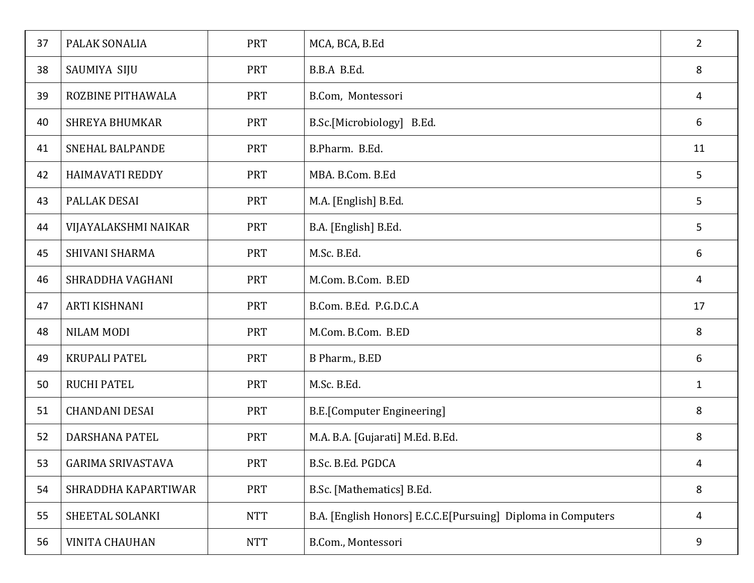| | | | | |
|---|---|---|---|---|
| 37 | PALAK SONALIA | PRT | MCA, BCA, B.Ed | 2 |
| 38 | SAUMIYA SIJU | PRT | B.B.A B.Ed. | 8 |
| 39 | ROZBINE PITHAWALA | PRT | B.Com, Montessori | 4 |
| 40 | SHREYA BHUMKAR | PRT | B.Sc.[Microbiology] B.Ed. | 6 |
| 41 | SNEHAL BALPANDE | PRT | B.Pharm. B.Ed. | 11 |
| 42 | HAIMAVATI REDDY | PRT | MBA. B.Com. B.Ed | 5 |
| 43 | PALLAK DESAI | PRT | M.A. [English] B.Ed. | 5 |
| 44 | VIJAYALAKSHMI NAIKAR | PRT | B.A. [English] B.Ed. | 5 |
| 45 | SHIVANI SHARMA | PRT | M.Sc. B.Ed. | 6 |
| 46 | SHRADDHA VAGHANI | PRT | M.Com. B.Com. B.ED | 4 |
| 47 | ARTI KISHNANI | PRT | B.Com. B.Ed. P.G.D.C.A | 17 |
| 48 | NILAM MODI | PRT | M.Com. B.Com. B.ED | 8 |
| 49 | KRUPALI PATEL | PRT | B Pharm., B.ED | 6 |
| 50 | RUCHI PATEL | PRT | M.Sc. B.Ed. | 1 |
| 51 | CHANDANI DESAI | PRT | B.E.[Computer Engineering] | 8 |
| 52 | DARSHANA PATEL | PRT | M.A. B.A. [Gujarati] M.Ed. B.Ed. | 8 |
| 53 | GARIMA SRIVASTAVA | PRT | B.Sc. B.Ed. PGDCA | 4 |
| 54 | SHRADDHA KAPARTIWAR | PRT | B.Sc. [Mathematics] B.Ed. | 8 |
| 55 | SHEETAL SOLANKI | NTT | B.A. [English Honors] E.C.C.E[Pursuing] Diploma in Computers | 4 |
| 56 | VINITA CHAUHAN | NTT | B.Com., Montessori | 9 |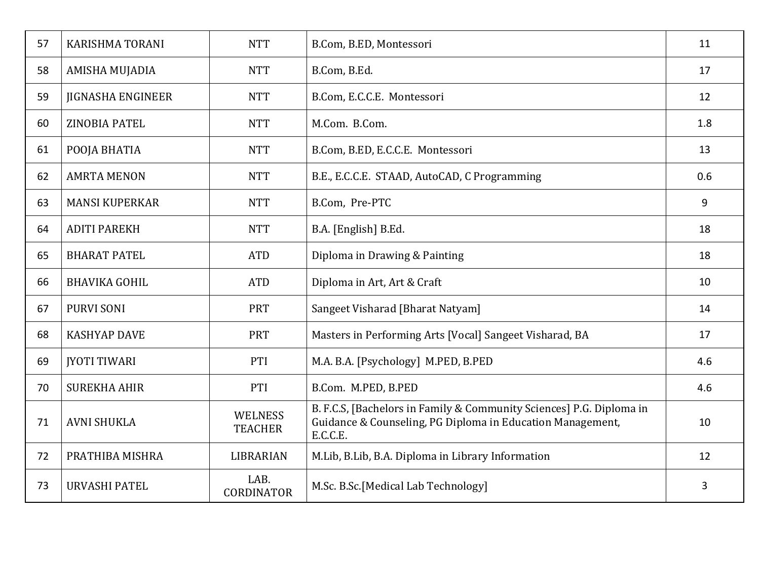| | | | | |
|---|---|---|---|---|
| 57 | KARISHMA TORANI | NTT | B.Com, B.ED, Montessori | 11 |
| 58 | AMISHA MUJADIA | NTT | B.Com, B.Ed. | 17 |
| 59 | JIGNASHA ENGINEER | NTT | B.Com, E.C.C.E. Montessori | 12 |
| 60 | ZINOBIA PATEL | NTT | M.Com. B.Com. | 1.8 |
| 61 | POOJA BHATIA | NTT | B.Com, B.ED, E.C.C.E. Montessori | 13 |
| 62 | AMRTA MENON | NTT | B.E., E.C.C.E. STAAD, AutoCAD, C Programming | 0.6 |
| 63 | MANSI KUPERKAR | NTT | B.Com, Pre-PTC | 9 |
| 64 | ADITI PAREKH | NTT | B.A. [English] B.Ed. | 18 |
| 65 | BHARAT PATEL | ATD | Diploma in Drawing & Painting | 18 |
| 66 | BHAVIKA GOHIL | ATD | Diploma in Art, Art & Craft | 10 |
| 67 | PURVI SONI | PRT | Sangeet Visharad [Bharat Natyam] | 14 |
| 68 | KASHYAP DAVE | PRT | Masters in Performing Arts [Vocal] Sangeet Visharad, BA | 17 |
| 69 | JYOTI TIWARI | PTI | M.A. B.A. [Psychology] M.PED, B.PED | 4.6 |
| 70 | SUREKHA AHIR | PTI | B.Com. M.PED, B.PED | 4.6 |
| 71 | AVNI SHUKLA | WELNESS TEACHER | B. F.C.S, [Bachelors in Family & Community Sciences] P.G. Diploma in Guidance & Counseling, PG Diploma in Education Management, E.C.C.E. | 10 |
| 72 | PRATHIBA MISHRA | LIBRARIAN | M.Lib, B.Lib, B.A. Diploma in Library Information | 12 |
| 73 | URVASHI PATEL | LAB. CORDINATOR | M.Sc. B.Sc.[Medical Lab Technology] | 3 |